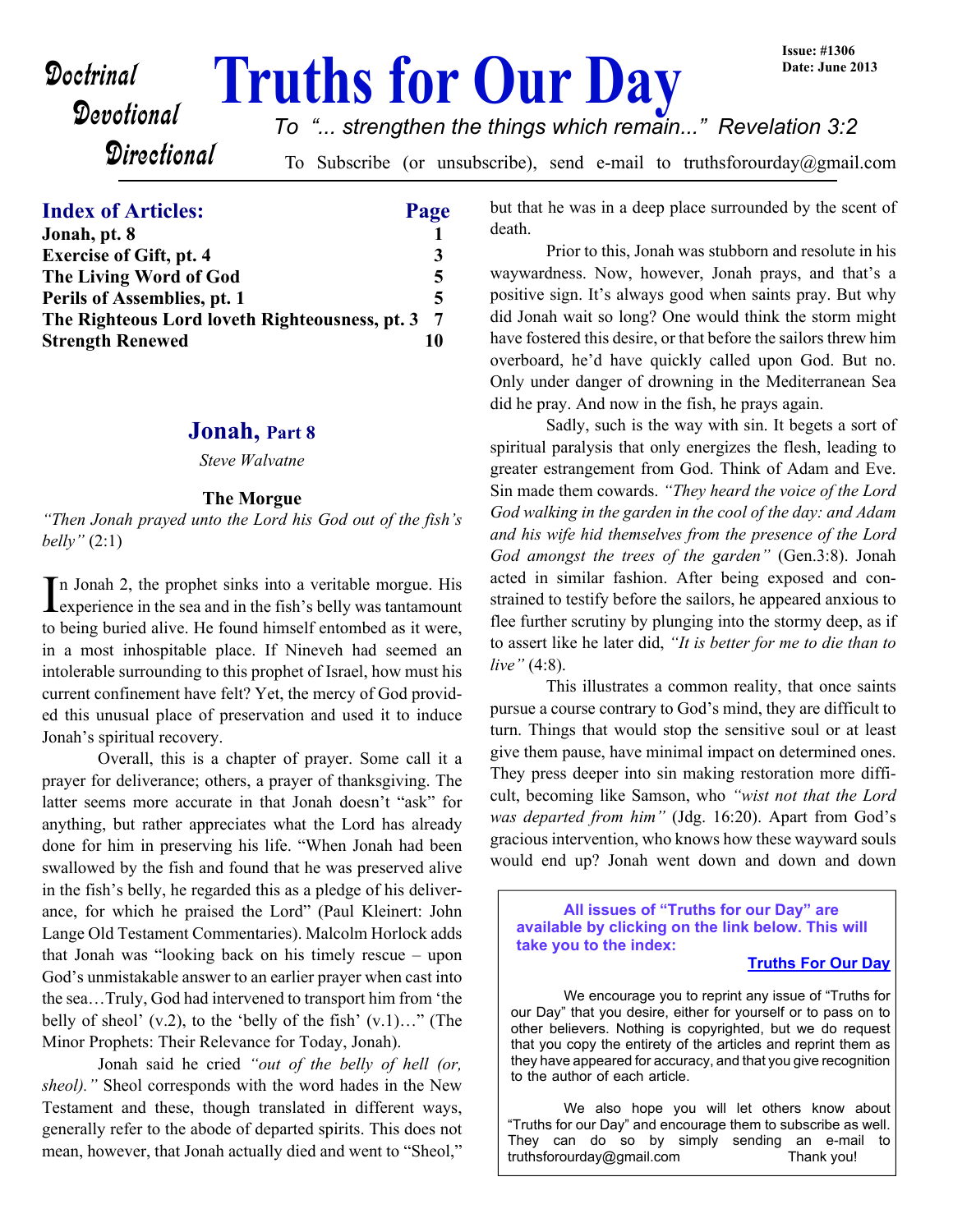# Truths for Our Day

Doctrinal
Devotional
Directional

Issue: #1306
Date: June 2013

*To "... strengthen the things which remain..." Revelation 3:2*

To Subscribe (or unsubscribe), send e-mail to truthsforourday@gmail.com

## Index of Articles:

| Article | Page |
|---|---|
| **Jonah, pt. 8** | **1** |
| **Exercise of Gift, pt. 4** | **3** |
| **The Living Word of God** | **5** |
| **Perils of Assemblies, pt. 1** | **5** |
| **The Righteous Lord loveth Righteousness, pt. 3** | **7** |
| **Strength Renewed** | **10** |

## Jonah, Part 8

*Steve Walvatne*

### The Morgue

*"Then Jonah prayed unto the Lord his God out of the fish's belly"* (2:1)

In Jonah 2, the prophet sinks into a veritable morgue. His experience in the sea and in the fish's belly was tantamount to being buried alive. He found himself entombed as it were, in a most inhospitable place. If Nineveh had seemed an intolerable surrounding to this prophet of Israel, how must his current confinement have felt? Yet, the mercy of God provided this unusual place of preservation and used it to induce Jonah's spiritual recovery.

Overall, this is a chapter of prayer. Some call it a prayer for deliverance; others, a prayer of thanksgiving. The latter seems more accurate in that Jonah doesn't "ask" for anything, but rather appreciates what the Lord has already done for him in preserving his life. "When Jonah had been swallowed by the fish and found that he was preserved alive in the fish's belly, he regarded this as a pledge of his deliverance, for which he praised the Lord" (Paul Kleinert: John Lange Old Testament Commentaries). Malcolm Horlock adds that Jonah was "looking back on his timely rescue – upon God's unmistakable answer to an earlier prayer when cast into the sea…Truly, God had intervened to transport him from 'the belly of sheol' (v.2), to the 'belly of the fish' (v.1)…" (The Minor Prophets: Their Relevance for Today, Jonah).

Jonah said he cried *"out of the belly of hell (or, sheol)."* Sheol corresponds with the word hades in the New Testament and these, though translated in different ways, generally refer to the abode of departed spirits. This does not mean, however, that Jonah actually died and went to "Sheol," but that he was in a deep place surrounded by the scent of death.

Prior to this, Jonah was stubborn and resolute in his waywardness. Now, however, Jonah prays, and that's a positive sign. It's always good when saints pray. But why did Jonah wait so long? One would think the storm might have fostered this desire, or that before the sailors threw him overboard, he'd have quickly called upon God. But no. Only under danger of drowning in the Mediterranean Sea did he pray. And now in the fish, he prays again.

Sadly, such is the way with sin. It begets a sort of spiritual paralysis that only energizes the flesh, leading to greater estrangement from God. Think of Adam and Eve. Sin made them cowards. *"They heard the voice of the Lord God walking in the garden in the cool of the day: and Adam and his wife hid themselves from the presence of the Lord God amongst the trees of the garden"* (Gen.3:8). Jonah acted in similar fashion. After being exposed and constrained to testify before the sailors, he appeared anxious to flee further scrutiny by plunging into the stormy deep, as if to assert like he later did, *"It is better for me to die than to live"* (4:8).

This illustrates a common reality, that once saints pursue a course contrary to God's mind, they are difficult to turn. Things that would stop the sensitive soul or at least give them pause, have minimal impact on determined ones. They press deeper into sin making restoration more difficult, becoming like Samson, who *"wist not that the Lord was departed from him"* (Jdg. 16:20). Apart from God's gracious intervention, who knows how these wayward souls would end up? Jonah went down and down and down

---

**All issues of "Truths for our Day" are available by clicking on the link below. This will take you to the index:**

**Truths For Our Day**

We encourage you to reprint any issue of "Truths for our Day" that you desire, either for yourself or to pass on to other believers. Nothing is copyrighted, but we do request that you copy the entirety of the articles and reprint them as they have appeared for accuracy, and that you give recognition to the author of each article.

We also hope you will let others know about "Truths for our Day" and encourage them to subscribe as well. They can do so by simply sending an e-mail to truthsforourday@gmail.com Thank you!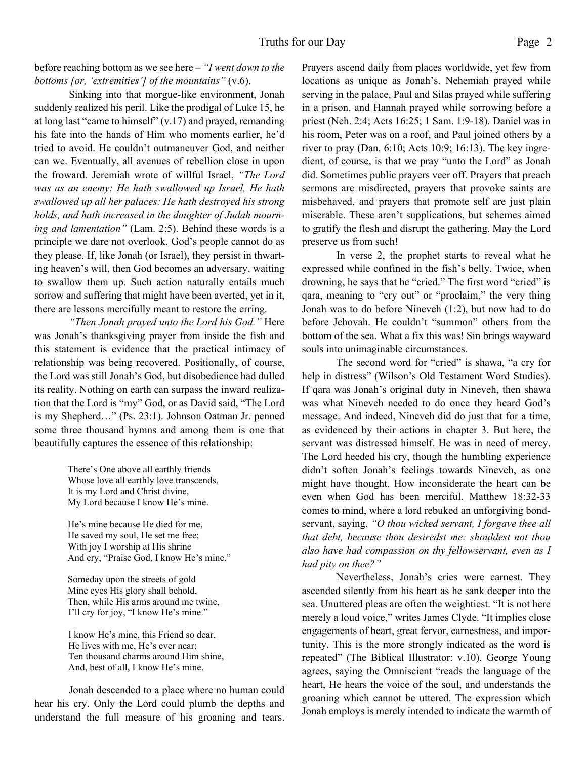before reaching bottom as we see here – *"I went down to the bottoms [or, 'extremities'] of the mountains"* (v.6).

Sinking into that morgue-like environment, Jonah suddenly realized his peril. Like the prodigal of Luke 15, he at long last "came to himself" (v.17) and prayed, remanding his fate into the hands of Him who moments earlier, he'd tried to avoid. He couldn't outmaneuver God, and neither can we. Eventually, all avenues of rebellion close in upon the froward. Jeremiah wrote of willful Israel, *"The Lord was as an enemy: He hath swallowed up Israel, He hath swallowed up all her palaces: He hath destroyed his strong holds, and hath increased in the daughter of Judah mourning and lamentation"* (Lam. 2:5). Behind these words is a principle we dare not overlook. God's people cannot do as they please. If, like Jonah (or Israel), they persist in thwarting heaven's will, then God becomes an adversary, waiting to swallow them up. Such action naturally entails much sorrow and suffering that might have been averted, yet in it, there are lessons mercifully meant to restore the erring.

*"Then Jonah prayed unto the Lord his God."* Here was Jonah's thanksgiving prayer from inside the fish and this statement is evidence that the practical intimacy of relationship was being recovered. Positionally, of course, the Lord was still Jonah's God, but disobedience had dulled its reality. Nothing on earth can surpass the inward realization that the Lord is "my" God, or as David said, "The Lord is my Shepherd…" (Ps. 23:1). Johnson Oatman Jr. penned some three thousand hymns and among them is one that beautifully captures the essence of this relationship:

> There's One above all earthly friends
> Whose love all earthly love transcends,
> It is my Lord and Christ divine,
> My Lord because I know He's mine.
>
> He's mine because He died for me,
> He saved my soul, He set me free;
> With joy I worship at His shrine
> And cry, "Praise God, I know He's mine."
>
> Someday upon the streets of gold
> Mine eyes His glory shall behold,
> Then, while His arms around me twine,
> I'll cry for joy, "I know He's mine."
>
> I know He's mine, this Friend so dear,
> He lives with me, He's ever near;
> Ten thousand charms around Him shine,
> And, best of all, I know He's mine.

Jonah descended to a place where no human could hear his cry. Only the Lord could plumb the depths and understand the full measure of his groaning and tears. Prayers ascend daily from places worldwide, yet few from locations as unique as Jonah's. Nehemiah prayed while serving in the palace, Paul and Silas prayed while suffering in a prison, and Hannah prayed while sorrowing before a priest (Neh. 2:4; Acts 16:25; 1 Sam. 1:9-18). Daniel was in his room, Peter was on a roof, and Paul joined others by a river to pray (Dan. 6:10; Acts 10:9; 16:13). The key ingredient, of course, is that we pray "unto the Lord" as Jonah did. Sometimes public prayers veer off. Prayers that preach sermons are misdirected, prayers that provoke saints are misbehaved, and prayers that promote self are just plain miserable. These aren't supplications, but schemes aimed to gratify the flesh and disrupt the gathering. May the Lord preserve us from such!

In verse 2, the prophet starts to reveal what he expressed while confined in the fish's belly. Twice, when drowning, he says that he "cried." The first word "cried" is qara, meaning to "cry out" or "proclaim," the very thing Jonah was to do before Nineveh (1:2), but now had to do before Jehovah. He couldn't "summon" others from the bottom of the sea. What a fix this was! Sin brings wayward souls into unimaginable circumstances.

The second word for "cried" is shawa, "a cry for help in distress" (Wilson's Old Testament Word Studies). If qara was Jonah's original duty in Nineveh, then shawa was what Nineveh needed to do once they heard God's message. And indeed, Nineveh did do just that for a time, as evidenced by their actions in chapter 3. But here, the servant was distressed himself. He was in need of mercy. The Lord heeded his cry, though the humbling experience didn't soften Jonah's feelings towards Nineveh, as one might have thought. How inconsiderate the heart can be even when God has been merciful. Matthew 18:32-33 comes to mind, where a lord rebuked an unforgiving bondservant, saying, *"O thou wicked servant, I forgave thee all that debt, because thou desiredst me: shouldest not thou also have had compassion on thy fellowservant, even as I had pity on thee?"*

Nevertheless, Jonah's cries were earnest. They ascended silently from his heart as he sank deeper into the sea. Unuttered pleas are often the weightiest. "It is not here merely a loud voice," writes James Clyde. "It implies close engagements of heart, great fervor, earnestness, and importunity. This is the more strongly indicated as the word is repeated" (The Biblical Illustrator: v.10). George Young agrees, saying the Omniscient "reads the language of the heart, He hears the voice of the soul, and understands the groaning which cannot be uttered. The expression which Jonah employs is merely intended to indicate the warmth of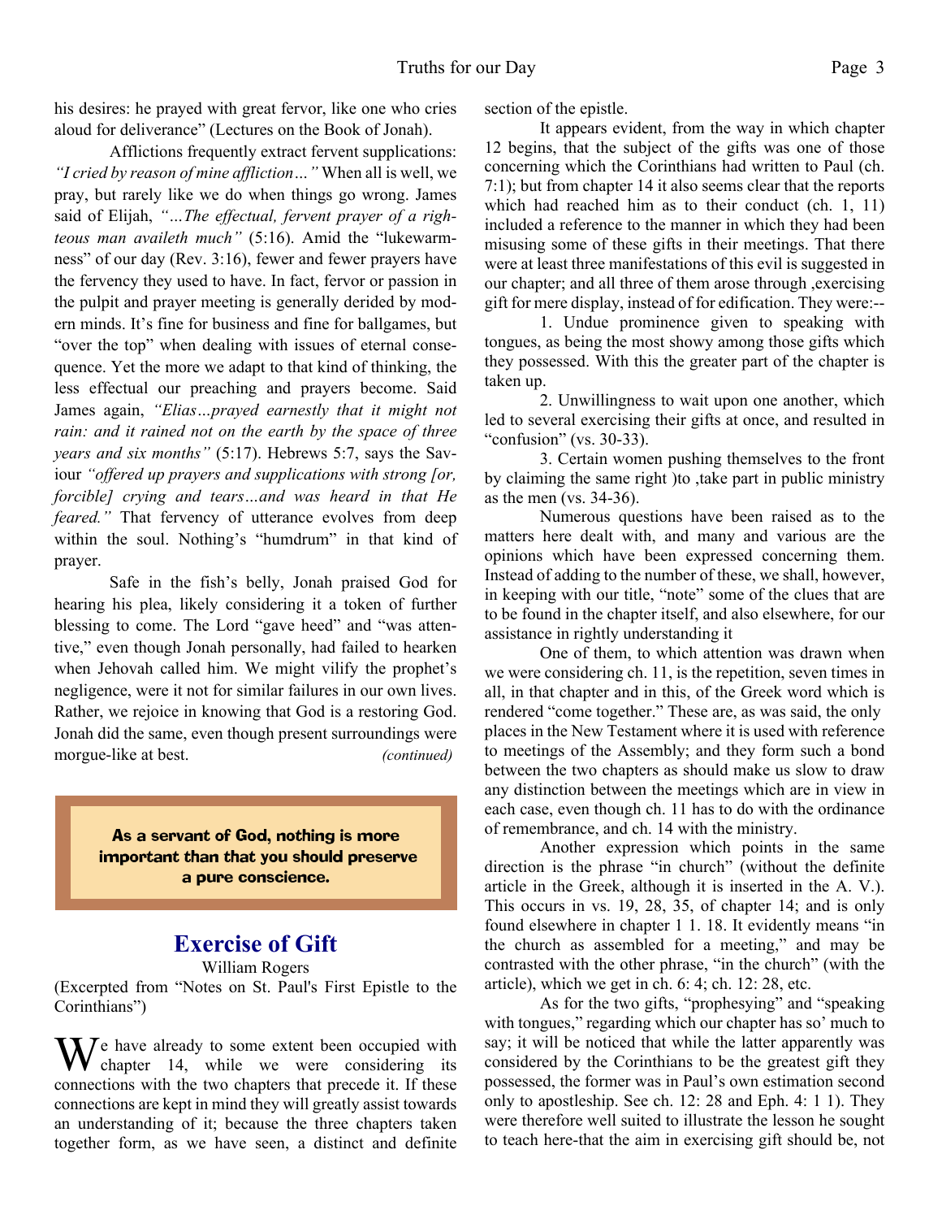his desires: he prayed with great fervor, like one who cries aloud for deliverance" (Lectures on the Book of Jonah).

Afflictions frequently extract fervent supplications: *"I cried by reason of mine affliction…"* When all is well, we pray, but rarely like we do when things go wrong. James said of Elijah, *"…The effectual, fervent prayer of a righteous man availeth much"* (5:16). Amid the "lukewarmness" of our day (Rev. 3:16), fewer and fewer prayers have the fervency they used to have. In fact, fervor or passion in the pulpit and prayer meeting is generally derided by modern minds. It's fine for business and fine for ballgames, but "over the top" when dealing with issues of eternal consequence. Yet the more we adapt to that kind of thinking, the less effectual our preaching and prayers become. Said James again, *"Elias…prayed earnestly that it might not rain: and it rained not on the earth by the space of three years and six months"* (5:17). Hebrews 5:7, says the Saviour *"offered up prayers and supplications with strong [or, forcible] crying and tears…and was heard in that He feared."* That fervency of utterance evolves from deep within the soul. Nothing's "humdrum" in that kind of prayer.

Safe in the fish's belly, Jonah praised God for hearing his plea, likely considering it a token of further blessing to come. The Lord "gave heed" and "was attentive," even though Jonah personally, had failed to hearken when Jehovah called him. We might vilify the prophet's negligence, were it not for similar failures in our own lives. Rather, we rejoice in knowing that God is a restoring God. Jonah did the same, even though present surroundings were morgue-like at best. *(continued)*

**As a servant of God, nothing is more important than that you should preserve a pure conscience.**

## Exercise of Gift

William Rogers

(Excerpted from "Notes on St. Paul's First Epistle to the Corinthians")

We have already to some extent been occupied with chapter 14, while we were considering its connections with the two chapters that precede it. If these connections are kept in mind they will greatly assist towards an understanding of it; because the three chapters taken together form, as we have seen, a distinct and definite section of the epistle.

It appears evident, from the way in which chapter 12 begins, that the subject of the gifts was one of those concerning which the Corinthians had written to Paul (ch. 7:1); but from chapter 14 it also seems clear that the reports which had reached him as to their conduct (ch. 1, 11) included a reference to the manner in which they had been misusing some of these gifts in their meetings. That there were at least three manifestations of this evil is suggested in our chapter; and all three of them arose through ,exercising gift for mere display, instead of for edification. They were:--

1. Undue prominence given to speaking with tongues, as being the most showy among those gifts which they possessed. With this the greater part of the chapter is taken up.

2. Unwillingness to wait upon one another, which led to several exercising their gifts at once, and resulted in "confusion" (vs. 30-33).

3. Certain women pushing themselves to the front by claiming the same right )to ,take part in public ministry as the men (vs. 34-36).

Numerous questions have been raised as to the matters here dealt with, and many and various are the opinions which have been expressed concerning them. Instead of adding to the number of these, we shall, however, in keeping with our title, "note" some of the clues that are to be found in the chapter itself, and also elsewhere, for our assistance in rightly understanding it

One of them, to which attention was drawn when we were considering ch. 11, is the repetition, seven times in all, in that chapter and in this, of the Greek word which is rendered "come together." These are, as was said, the only places in the New Testament where it is used with reference to meetings of the Assembly; and they form such a bond between the two chapters as should make us slow to draw any distinction between the meetings which are in view in each case, even though ch. 11 has to do with the ordinance of remembrance, and ch. 14 with the ministry.

Another expression which points in the same direction is the phrase "in church" (without the definite article in the Greek, although it is inserted in the A. V.). This occurs in vs. 19, 28, 35, of chapter 14; and is only found elsewhere in chapter 1 1. 18. It evidently means "in the church as assembled for a meeting," and may be contrasted with the other phrase, "in the church" (with the article), which we get in ch. 6: 4; ch. 12: 28, etc.

As for the two gifts, "prophesying" and "speaking with tongues," regarding which our chapter has so' much to say; it will be noticed that while the latter apparently was considered by the Corinthians to be the greatest gift they possessed, the former was in Paul's own estimation second only to apostleship. See ch. 12: 28 and Eph. 4: 1 1). They were therefore well suited to illustrate the lesson he sought to teach here-that the aim in exercising gift should be, not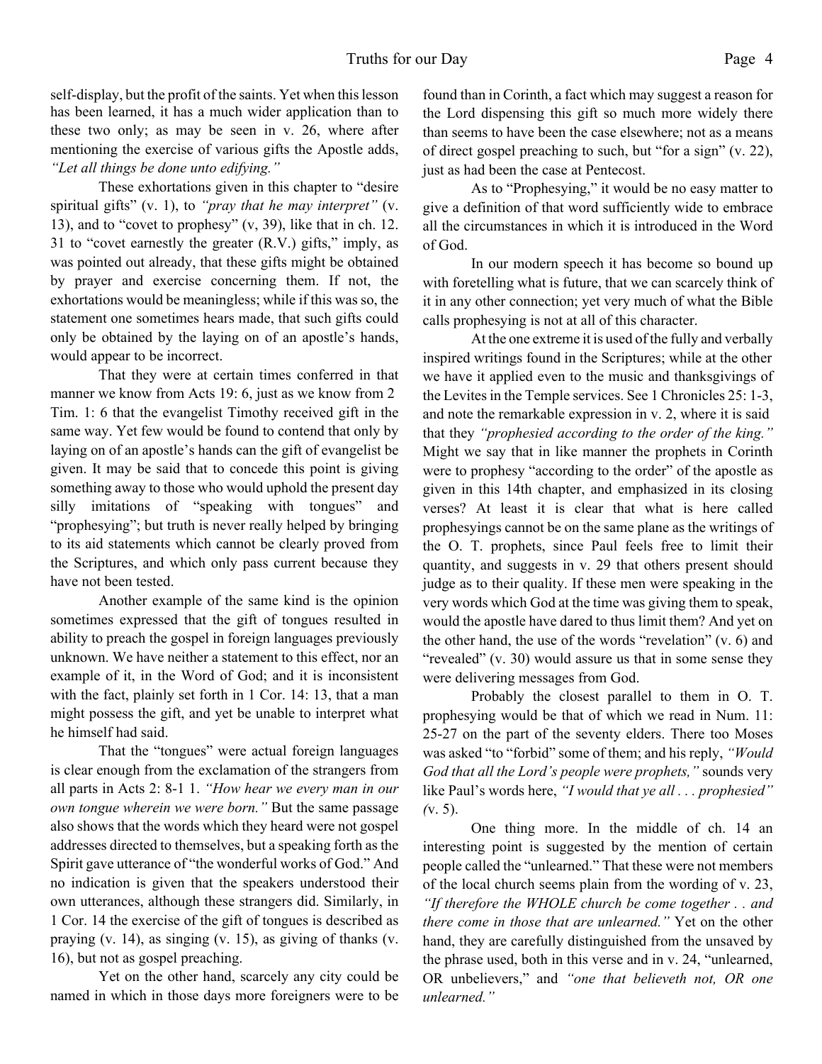self-display, but the profit of the saints. Yet when this lesson has been learned, it has a much wider application than to these two only; as may be seen in v. 26, where after mentioning the exercise of various gifts the Apostle adds, *"Let all things be done unto edifying."*

These exhortations given in this chapter to "desire spiritual gifts" (v. 1), to *"pray that he may interpret"* (v. 13), and to "covet to prophesy" (v, 39), like that in ch. 12. 31 to "covet earnestly the greater (R.V.) gifts," imply, as was pointed out already, that these gifts might be obtained by prayer and exercise concerning them. If not, the exhortations would be meaningless; while if this was so, the statement one sometimes hears made, that such gifts could only be obtained by the laying on of an apostle's hands, would appear to be incorrect.

That they were at certain times conferred in that manner we know from Acts 19: 6, just as we know from 2 Tim. 1: 6 that the evangelist Timothy received gift in the same way. Yet few would be found to contend that only by laying on of an apostle's hands can the gift of evangelist be given. It may be said that to concede this point is giving something away to those who would uphold the present day silly imitations of "speaking with tongues" and "prophesying"; but truth is never really helped by bringing to its aid statements which cannot be clearly proved from the Scriptures, and which only pass current because they have not been tested.

Another example of the same kind is the opinion sometimes expressed that the gift of tongues resulted in ability to preach the gospel in foreign languages previously unknown. We have neither a statement to this effect, nor an example of it, in the Word of God; and it is inconsistent with the fact, plainly set forth in 1 Cor. 14: 13, that a man might possess the gift, and yet be unable to interpret what he himself had said.

That the "tongues" were actual foreign languages is clear enough from the exclamation of the strangers from all parts in Acts 2: 8-1 1. *"How hear we every man in our own tongue wherein we were born."* But the same passage also shows that the words which they heard were not gospel addresses directed to themselves, but a speaking forth as the Spirit gave utterance of "the wonderful works of God." And no indication is given that the speakers understood their own utterances, although these strangers did. Similarly, in 1 Cor. 14 the exercise of the gift of tongues is described as praying (v. 14), as singing (v. 15), as giving of thanks (v. 16), but not as gospel preaching.

Yet on the other hand, scarcely any city could be named in which in those days more foreigners were to be found than in Corinth, a fact which may suggest a reason for the Lord dispensing this gift so much more widely there than seems to have been the case elsewhere; not as a means of direct gospel preaching to such, but "for a sign" (v. 22), just as had been the case at Pentecost.

As to "Prophesying," it would be no easy matter to give a definition of that word sufficiently wide to embrace all the circumstances in which it is introduced in the Word of God.

In our modern speech it has become so bound up with foretelling what is future, that we can scarcely think of it in any other connection; yet very much of what the Bible calls prophesying is not at all of this character.

At the one extreme it is used of the fully and verbally inspired writings found in the Scriptures; while at the other we have it applied even to the music and thanksgivings of the Levites in the Temple services. See 1 Chronicles 25: 1-3, and note the remarkable expression in v. 2, where it is said that they *"prophesied according to the order of the king."* Might we say that in like manner the prophets in Corinth were to prophesy "according to the order" of the apostle as given in this 14th chapter, and emphasized in its closing verses? At least it is clear that what is here called prophesyings cannot be on the same plane as the writings of the O. T. prophets, since Paul feels free to limit their quantity, and suggests in v. 29 that others present should judge as to their quality. If these men were speaking in the very words which God at the time was giving them to speak, would the apostle have dared to thus limit them? And yet on the other hand, the use of the words "revelation" (v. 6) and "revealed" (v. 30) would assure us that in some sense they were delivering messages from God.

Probably the closest parallel to them in O. T. prophesying would be that of which we read in Num. 11: 25-27 on the part of the seventy elders. There too Moses was asked "to "forbid" some of them; and his reply, *"Would God that all the Lord's people were prophets,"* sounds very like Paul's words here, *"I would that ye all . . . prophesied"* (v. 5).

One thing more. In the middle of ch. 14 an interesting point is suggested by the mention of certain people called the "unlearned." That these were not members of the local church seems plain from the wording of v. 23, *"If therefore the WHOLE church be come together . . and there come in those that are unlearned."* Yet on the other hand, they are carefully distinguished from the unsaved by the phrase used, both in this verse and in v. 24, "unlearned, OR unbelievers," and *"one that believeth not, OR one unlearned."*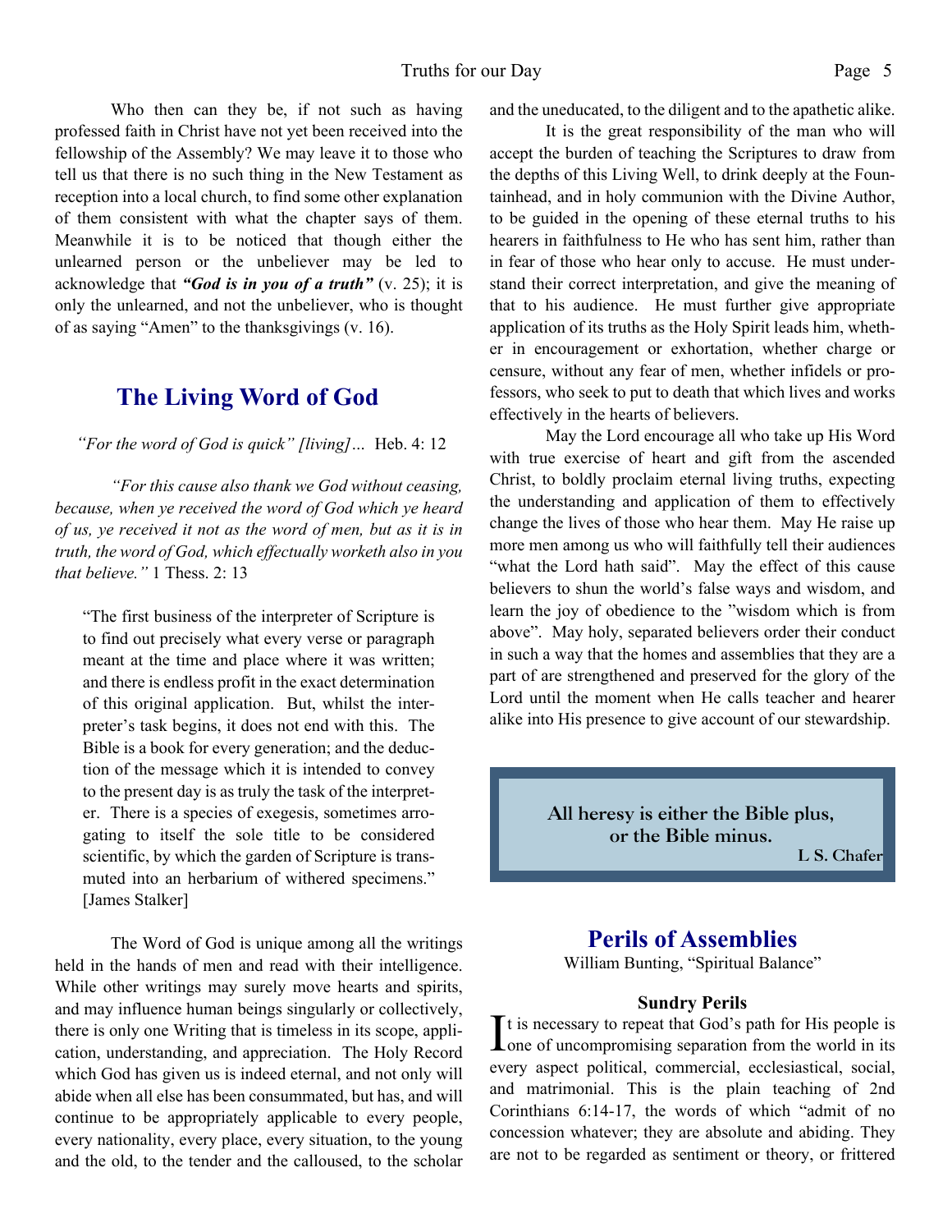Who then can they be, if not such as having professed faith in Christ have not yet been received into the fellowship of the Assembly? We may leave it to those who tell us that there is no such thing in the New Testament as reception into a local church, to find some other explanation of them consistent with what the chapter says of them. Meanwhile it is to be noticed that though either the unlearned person or the unbeliever may be led to acknowledge that ***"God is in you of a truth"*** (v. 25); it is only the unlearned, and not the unbeliever, who is thought of as saying "Amen" to the thanksgivings (v. 16).

## The Living Word of God

*"For the word of God is quick" [living]…* Heb. 4: 12

*"For this cause also thank we God without ceasing, because, when ye received the word of God which ye heard of us, ye received it not as the word of men, but as it is in truth, the word of God, which effectually worketh also in you that believe."* 1 Thess. 2: 13

> "The first business of the interpreter of Scripture is to find out precisely what every verse or paragraph meant at the time and place where it was written; and there is endless profit in the exact determination of this original application. But, whilst the interpreter's task begins, it does not end with this. The Bible is a book for every generation; and the deduction of the message which it is intended to convey to the present day is as truly the task of the interpreter. There is a species of exegesis, sometimes arrogating to itself the sole title to be considered scientific, by which the garden of Scripture is transmuted into an herbarium of withered specimens." [James Stalker]

The Word of God is unique among all the writings held in the hands of men and read with their intelligence. While other writings may surely move hearts and spirits, and may influence human beings singularly or collectively, there is only one Writing that is timeless in its scope, application, understanding, and appreciation. The Holy Record which God has given us is indeed eternal, and not only will abide when all else has been consummated, but has, and will continue to be appropriately applicable to every people, every nationality, every place, every situation, to the young and the old, to the tender and the calloused, to the scholar and the uneducated, to the diligent and to the apathetic alike.

It is the great responsibility of the man who will accept the burden of teaching the Scriptures to draw from the depths of this Living Well, to drink deeply at the Fountainhead, and in holy communion with the Divine Author, to be guided in the opening of these eternal truths to his hearers in faithfulness to He who has sent him, rather than in fear of those who hear only to accuse. He must understand their correct interpretation, and give the meaning of that to his audience. He must further give appropriate application of its truths as the Holy Spirit leads him, whether in encouragement or exhortation, whether charge or censure, without any fear of men, whether infidels or professors, who seek to put to death that which lives and works effectively in the hearts of believers.

May the Lord encourage all who take up His Word with true exercise of heart and gift from the ascended Christ, to boldly proclaim eternal living truths, expecting the understanding and application of them to effectively change the lives of those who hear them. May He raise up more men among us who will faithfully tell their audiences "what the Lord hath said". May the effect of this cause believers to shun the world's false ways and wisdom, and learn the joy of obedience to the "wisdom which is from above". May holy, separated believers order their conduct in such a way that the homes and assemblies that they are a part of are strengthened and preserved for the glory of the Lord until the moment when He calls teacher and hearer alike into His presence to give account of our stewardship.

> **All heresy is either the Bible plus, or the Bible minus.**
> **L S. Chafer**

## Perils of Assemblies

William Bunting, "Spiritual Balance"

### Sundry Perils

It is necessary to repeat that God's path for His people is one of uncompromising separation from the world in its every aspect political, commercial, ecclesiastical, social, and matrimonial. This is the plain teaching of 2nd Corinthians 6:14-17, the words of which "admit of no concession whatever; they are absolute and abiding. They are not to be regarded as sentiment or theory, or frittered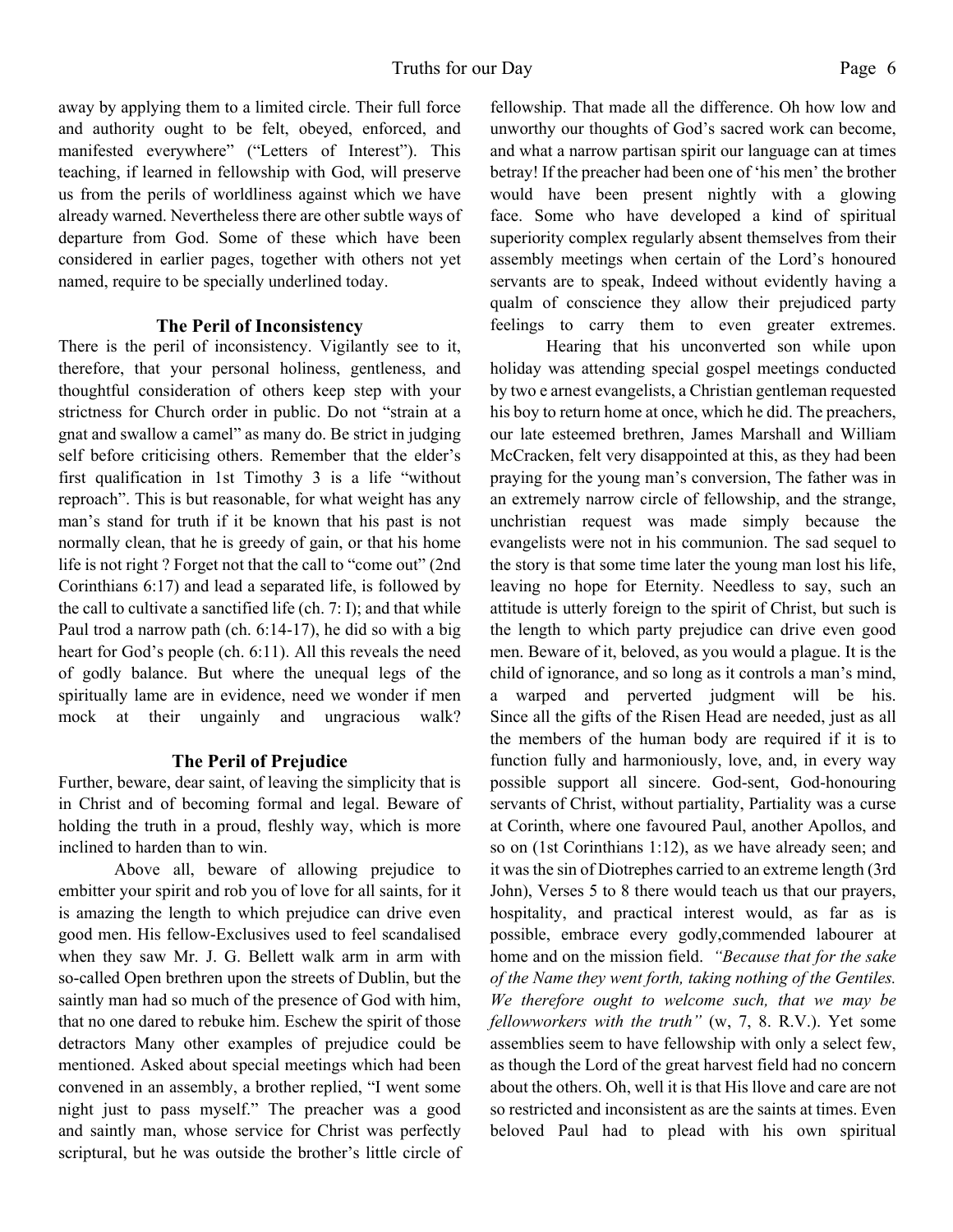away by applying them to a limited circle. Their full force and authority ought to be felt, obeyed, enforced, and manifested everywhere" ("Letters of Interest"). This teaching, if learned in fellowship with God, will preserve us from the perils of worldliness against which we have already warned. Nevertheless there are other subtle ways of departure from God. Some of these which have been considered in earlier pages, together with others not yet named, require to be specially underlined today.

### The Peril of Inconsistency

There is the peril of inconsistency. Vigilantly see to it, therefore, that your personal holiness, gentleness, and thoughtful consideration of others keep step with your strictness for Church order in public. Do not "strain at a gnat and swallow a camel" as many do. Be strict in judging self before criticising others. Remember that the elder's first qualification in 1st Timothy 3 is a life "without reproach". This is but reasonable, for what weight has any man's stand for truth if it be known that his past is not normally clean, that he is greedy of gain, or that his home life is not right ? Forget not that the call to "come out" (2nd Corinthians 6:17) and lead a separated life, is followed by the call to cultivate a sanctified life (ch. 7: I); and that while Paul trod a narrow path (ch. 6:14-17), he did so with a big heart for God's people (ch. 6:11). All this reveals the need of godly balance. But where the unequal legs of the spiritually lame are in evidence, need we wonder if men mock at their ungainly and ungracious walk?

### The Peril of Prejudice

Further, beware, dear saint, of leaving the simplicity that is in Christ and of becoming formal and legal. Beware of holding the truth in a proud, fleshly way, which is more inclined to harden than to win.

Above all, beware of allowing prejudice to embitter your spirit and rob you of love for all saints, for it is amazing the length to which prejudice can drive even good men. His fellow-Exclusives used to feel scandalised when they saw Mr. J. G. Bellett walk arm in arm with so-called Open brethren upon the streets of Dublin, but the saintly man had so much of the presence of God with him, that no one dared to rebuke him. Eschew the spirit of those detractors Many other examples of prejudice could be mentioned. Asked about special meetings which had been convened in an assembly, a brother replied, "I went some night just to pass myself." The preacher was a good and saintly man, whose service for Christ was perfectly scriptural, but he was outside the brother's little circle of fellowship. That made all the difference. Oh how low and unworthy our thoughts of God's sacred work can become, and what a narrow partisan spirit our language can at times betray! If the preacher had been one of 'his men' the brother would have been present nightly with a glowing face. Some who have developed a kind of spiritual superiority complex regularly absent themselves from their assembly meetings when certain of the Lord's honoured servants are to speak, Indeed without evidently having a qualm of conscience they allow their prejudiced party feelings to carry them to even greater extremes.

Hearing that his unconverted son while upon holiday was attending special gospel meetings conducted by two e arnest evangelists, a Christian gentleman requested his boy to return home at once, which he did. The preachers, our late esteemed brethren, James Marshall and William McCracken, felt very disappointed at this, as they had been praying for the young man's conversion, The father was in an extremely narrow circle of fellowship, and the strange, unchristian request was made simply because the evangelists were not in his communion. The sad sequel to the story is that some time later the young man lost his life, leaving no hope for Eternity. Needless to say, such an attitude is utterly foreign to the spirit of Christ, but such is the length to which party prejudice can drive even good men. Beware of it, beloved, as you would a plague. It is the child of ignorance, and so long as it controls a man's mind, a warped and perverted judgment will be his. Since all the gifts of the Risen Head are needed, just as all the members of the human body are required if it is to function fully and harmoniously, love, and, in every way possible support all sincere. God-sent, God-honouring servants of Christ, without partiality, Partiality was a curse at Corinth, where one favoured Paul, another Apollos, and so on (1st Corinthians 1:12), as we have already seen; and it was the sin of Diotrephes carried to an extreme length (3rd John), Verses 5 to 8 there would teach us that our prayers, hospitality, and practical interest would, as far as is possible, embrace every godly,commended labourer at home and on the mission field. *"Because that for the sake of the Name they went forth, taking nothing of the Gentiles. We therefore ought to welcome such, that we may be fellowworkers with the truth"* (w, 7, 8. R.V.). Yet some assemblies seem to have fellowship with only a select few, as though the Lord of the great harvest field had no concern about the others. Oh, well it is that His llove and care are not so restricted and inconsistent as are the saints at times. Even beloved Paul had to plead with his own spiritual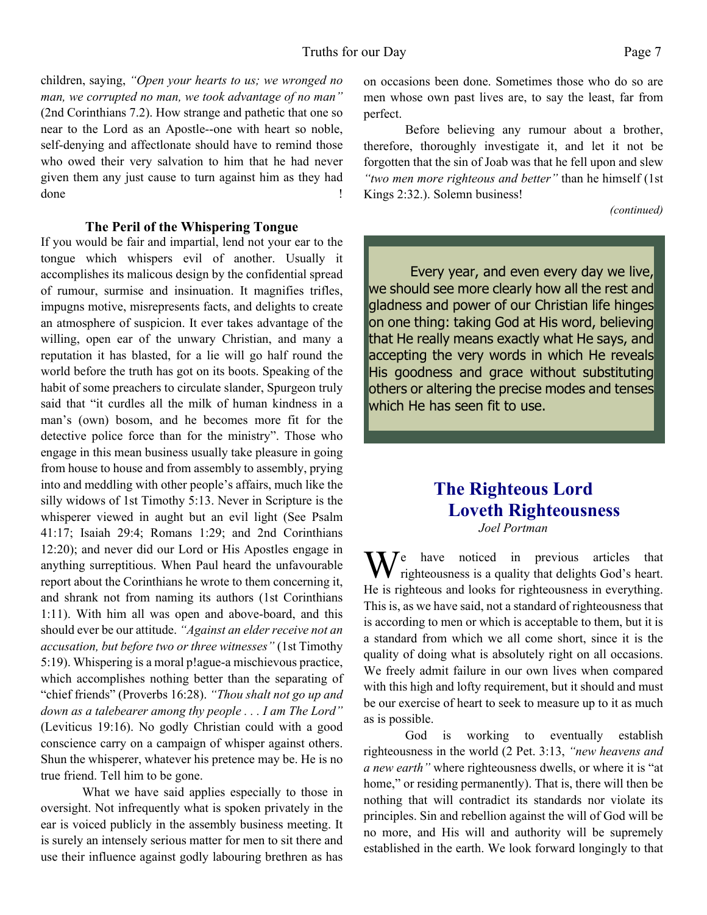children, saying, *"Open your hearts to us; we wronged no man, we corrupted no man, we took advantage of no man"* (2nd Corinthians 7.2). How strange and pathetic that one so near to the Lord as an Apostle--one with heart so noble, self-denying and affectionate should have to remind those who owed their very salvation to him that he had never given them any just cause to turn against him as they had done!

### The Peril of the Whispering Tongue

If you would be fair and impartial, lend not your ear to the tongue which whispers evil of another. Usually it accomplishes its malicous design by the confidential spread of rumour, surmise and insinuation. It magnifies trifles, impugns motive, misrepresents facts, and delights to create an atmosphere of suspicion. It ever takes advantage of the willing, open ear of the unwary Christian, and many a reputation it has blasted, for a lie will go half round the world before the truth has got on its boots. Speaking of the habit of some preachers to circulate slander, Spurgeon truly said that "it curdles all the milk of human kindness in a man's (own) bosom, and he becomes more fit for the detective police force than for the ministry". Those who engage in this mean business usually take pleasure in going from house to house and from assembly to assembly, prying into and meddling with other people's affairs, much like the silly widows of 1st Timothy 5:13. Never in Scripture is the whisperer viewed in aught but an evil light (See Psalm 41:17; Isaiah 29:4; Romans 1:29; and 2nd Corinthians 12:20); and never did our Lord or His Apostles engage in anything surreptitious. When Paul heard the unfavourable report about the Corinthians he wrote to them concerning it, and shrank not from naming its authors (1st Corinthians 1:11). With him all was open and above-board, and this should ever be our attitude. *"Against an elder receive not an accusation, but before two or three witnesses"* (1st Timothy 5:19). Whispering is a moral p!ague-a mischievous practice, which accomplishes nothing better than the separating of "chief friends" (Proverbs 16:28). *"Thou shalt not go up and down as a talebearer among thy people . . . I am The Lord"* (Leviticus 19:16). No godly Christian could with a good conscience carry on a campaign of whisper against others. Shun the whisperer, whatever his pretence may be. He is no true friend. Tell him to be gone.

What we have said applies especially to those in oversight. Not infrequently what is spoken privately in the ear is voiced publicly in the assembly business meeting. It is surely an intensely serious matter for men to sit there and use their influence against godly labouring brethren as has on occasions been done. Sometimes those who do so are men whose own past lives are, to say the least, far from perfect.

Before believing any rumour about a brother, therefore, thoroughly investigate it, and let it not be forgotten that the sin of Joab was that he fell upon and slew *"two men more righteous and better"* than he himself (1st Kings 2:32.). Solemn business!

*(continued)*

> Every year, and even every day we live, we should see more clearly how all the rest and gladness and power of our Christian life hinges on one thing: taking God at His word, believing that He really means exactly what He says, and accepting the very words in which He reveals His goodness and grace without substituting others or altering the precise modes and tenses which He has seen fit to use.

## The Righteous Lord Loveth Righteousness

*Joel Portman*

We have noticed in previous articles that righteousness is a quality that delights God's heart. He is righteous and looks for righteousness in everything. This is, as we have said, not a standard of righteousness that is according to men or which is acceptable to them, but it is a standard from which we all come short, since it is the quality of doing what is absolutely right on all occasions. We freely admit failure in our own lives when compared with this high and lofty requirement, but it should and must be our exercise of heart to seek to measure up to it as much as is possible.

God is working to eventually establish righteousness in the world (2 Pet. 3:13, *"new heavens and a new earth"* where righteousness dwells, or where it is "at home," or residing permanently). That is, there will then be nothing that will contradict its standards nor violate its principles. Sin and rebellion against the will of God will be no more, and His will and authority will be supremely established in the earth. We look forward longingly to that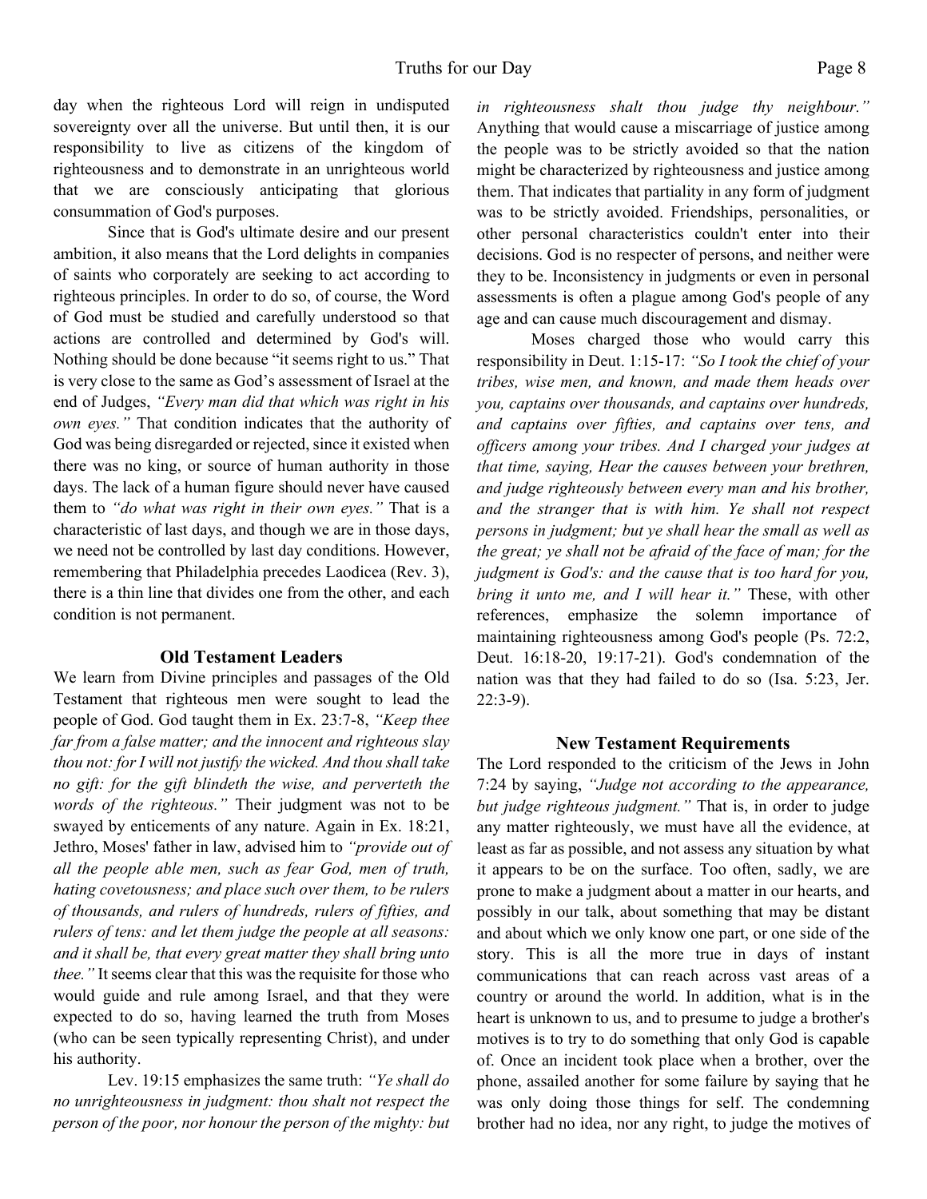day when the righteous Lord will reign in undisputed sovereignty over all the universe. But until then, it is our responsibility to live as citizens of the kingdom of righteousness and to demonstrate in an unrighteous world that we are consciously anticipating that glorious consummation of God's purposes.

Since that is God's ultimate desire and our present ambition, it also means that the Lord delights in companies of saints who corporately are seeking to act according to righteous principles. In order to do so, of course, the Word of God must be studied and carefully understood so that actions are controlled and determined by God's will. Nothing should be done because "it seems right to us." That is very close to the same as God's assessment of Israel at the end of Judges, *"Every man did that which was right in his own eyes."* That condition indicates that the authority of God was being disregarded or rejected, since it existed when there was no king, or source of human authority in those days. The lack of a human figure should never have caused them to *"do what was right in their own eyes."* That is a characteristic of last days, and though we are in those days, we need not be controlled by last day conditions. However, remembering that Philadelphia precedes Laodicea (Rev. 3), there is a thin line that divides one from the other, and each condition is not permanent.

### Old Testament Leaders

We learn from Divine principles and passages of the Old Testament that righteous men were sought to lead the people of God. God taught them in Ex. 23:7-8, *"Keep thee far from a false matter; and the innocent and righteous slay thou not: for I will not justify the wicked. And thou shall take no gift: for the gift blindeth the wise, and perverteth the words of the righteous."* Their judgment was not to be swayed by enticements of any nature. Again in Ex. 18:21, Jethro, Moses' father in law, advised him to *"provide out of all the people able men, such as fear God, men of truth, hating covetousness; and place such over them, to be rulers of thousands, and rulers of hundreds, rulers of fifties, and rulers of tens: and let them judge the people at all seasons: and it shall be, that every great matter they shall bring unto thee."* It seems clear that this was the requisite for those who would guide and rule among Israel, and that they were expected to do so, having learned the truth from Moses (who can be seen typically representing Christ), and under his authority.

Lev. 19:15 emphasizes the same truth: *"Ye shall do no unrighteousness in judgment: thou shalt not respect the person of the poor, nor honour the person of the mighty: but in righteousness shalt thou judge thy neighbour."* Anything that would cause a miscarriage of justice among the people was to be strictly avoided so that the nation might be characterized by righteousness and justice among them. That indicates that partiality in any form of judgment was to be strictly avoided. Friendships, personalities, or other personal characteristics couldn't enter into their decisions. God is no respecter of persons, and neither were they to be. Inconsistency in judgments or even in personal assessments is often a plague among God's people of any age and can cause much discouragement and dismay.

Moses charged those who would carry this responsibility in Deut. 1:15-17: *"So I took the chief of your tribes, wise men, and known, and made them heads over you, captains over thousands, and captains over hundreds, and captains over fifties, and captains over tens, and officers among your tribes. And I charged your judges at that time, saying, Hear the causes between your brethren, and judge righteously between every man and his brother, and the stranger that is with him. Ye shall not respect persons in judgment; but ye shall hear the small as well as the great; ye shall not be afraid of the face of man; for the judgment is God's: and the cause that is too hard for you, bring it unto me, and I will hear it."* These, with other references, emphasize the solemn importance of maintaining righteousness among God's people (Ps. 72:2, Deut. 16:18-20, 19:17-21). God's condemnation of the nation was that they had failed to do so (Isa. 5:23, Jer. 22:3-9).

### New Testament Requirements

The Lord responded to the criticism of the Jews in John 7:24 by saying, *"Judge not according to the appearance, but judge righteous judgment."* That is, in order to judge any matter righteously, we must have all the evidence, at least as far as possible, and not assess any situation by what it appears to be on the surface. Too often, sadly, we are prone to make a judgment about a matter in our hearts, and possibly in our talk, about something that may be distant and about which we only know one part, or one side of the story. This is all the more true in days of instant communications that can reach across vast areas of a country or around the world. In addition, what is in the heart is unknown to us, and to presume to judge a brother's motives is to try to do something that only God is capable of. Once an incident took place when a brother, over the phone, assailed another for some failure by saying that he was only doing those things for self. The condemning brother had no idea, nor any right, to judge the motives of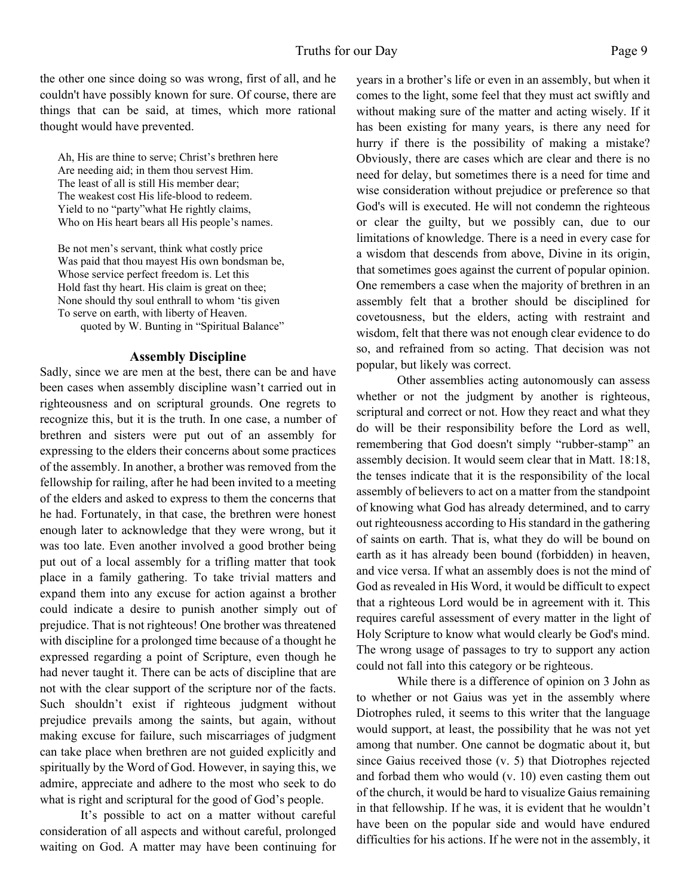the other one since doing so was wrong, first of all, and he couldn't have possibly known for sure. Of course, there are things that can be said, at times, which more rational thought would have prevented.

> Ah, His are thine to serve; Christ's brethren here
> Are needing aid; in them thou servest Him.
> The least of all is still His member dear;
> The weakest cost His life-blood to redeem.
> Yield to no "party"what He rightly claims,
> Who on His heart bears all His people's names.
>
> Be not men's servant, think what costly price
> Was paid that thou mayest His own bondsman be,
> Whose service perfect freedom is. Let this
> Hold fast thy heart. His claim is great on thee;
> None should thy soul enthrall to whom 'tis given
> To serve on earth, with liberty of Heaven.
>
> quoted by W. Bunting in "Spiritual Balance"

### Assembly Discipline

Sadly, since we are men at the best, there can be and have been cases when assembly discipline wasn't carried out in righteousness and on scriptural grounds. One regrets to recognize this, but it is the truth. In one case, a number of brethren and sisters were put out of an assembly for expressing to the elders their concerns about some practices of the assembly. In another, a brother was removed from the fellowship for railing, after he had been invited to a meeting of the elders and asked to express to them the concerns that he had. Fortunately, in that case, the brethren were honest enough later to acknowledge that they were wrong, but it was too late. Even another involved a good brother being put out of a local assembly for a trifling matter that took place in a family gathering. To take trivial matters and expand them into any excuse for action against a brother could indicate a desire to punish another simply out of prejudice. That is not righteous! One brother was threatened with discipline for a prolonged time because of a thought he expressed regarding a point of Scripture, even though he had never taught it. There can be acts of discipline that are not with the clear support of the scripture nor of the facts. Such shouldn't exist if righteous judgment without prejudice prevails among the saints, but again, without making excuse for failure, such miscarriages of judgment can take place when brethren are not guided explicitly and spiritually by the Word of God. However, in saying this, we admire, appreciate and adhere to the most who seek to do what is right and scriptural for the good of God's people.

It's possible to act on a matter without careful consideration of all aspects and without careful, prolonged waiting on God. A matter may have been continuing for years in a brother's life or even in an assembly, but when it comes to the light, some feel that they must act swiftly and without making sure of the matter and acting wisely. If it has been existing for many years, is there any need for hurry if there is the possibility of making a mistake? Obviously, there are cases which are clear and there is no need for delay, but sometimes there is a need for time and wise consideration without prejudice or preference so that God's will is executed. He will not condemn the righteous or clear the guilty, but we possibly can, due to our limitations of knowledge. There is a need in every case for a wisdom that descends from above, Divine in its origin, that sometimes goes against the current of popular opinion. One remembers a case when the majority of brethren in an assembly felt that a brother should be disciplined for covetousness, but the elders, acting with restraint and wisdom, felt that there was not enough clear evidence to do so, and refrained from so acting. That decision was not popular, but likely was correct.

Other assemblies acting autonomously can assess whether or not the judgment by another is righteous, scriptural and correct or not. How they react and what they do will be their responsibility before the Lord as well, remembering that God doesn't simply "rubber-stamp" an assembly decision. It would seem clear that in Matt. 18:18, the tenses indicate that it is the responsibility of the local assembly of believers to act on a matter from the standpoint of knowing what God has already determined, and to carry out righteousness according to His standard in the gathering of saints on earth. That is, what they do will be bound on earth as it has already been bound (forbidden) in heaven, and vice versa. If what an assembly does is not the mind of God as revealed in His Word, it would be difficult to expect that a righteous Lord would be in agreement with it. This requires careful assessment of every matter in the light of Holy Scripture to know what would clearly be God's mind. The wrong usage of passages to try to support any action could not fall into this category or be righteous.

While there is a difference of opinion on 3 John as to whether or not Gaius was yet in the assembly where Diotrophes ruled, it seems to this writer that the language would support, at least, the possibility that he was not yet among that number. One cannot be dogmatic about it, but since Gaius received those (v. 5) that Diotrophes rejected and forbad them who would (v. 10) even casting them out of the church, it would be hard to visualize Gaius remaining in that fellowship. If he was, it is evident that he wouldn't have been on the popular side and would have endured difficulties for his actions. If he were not in the assembly, it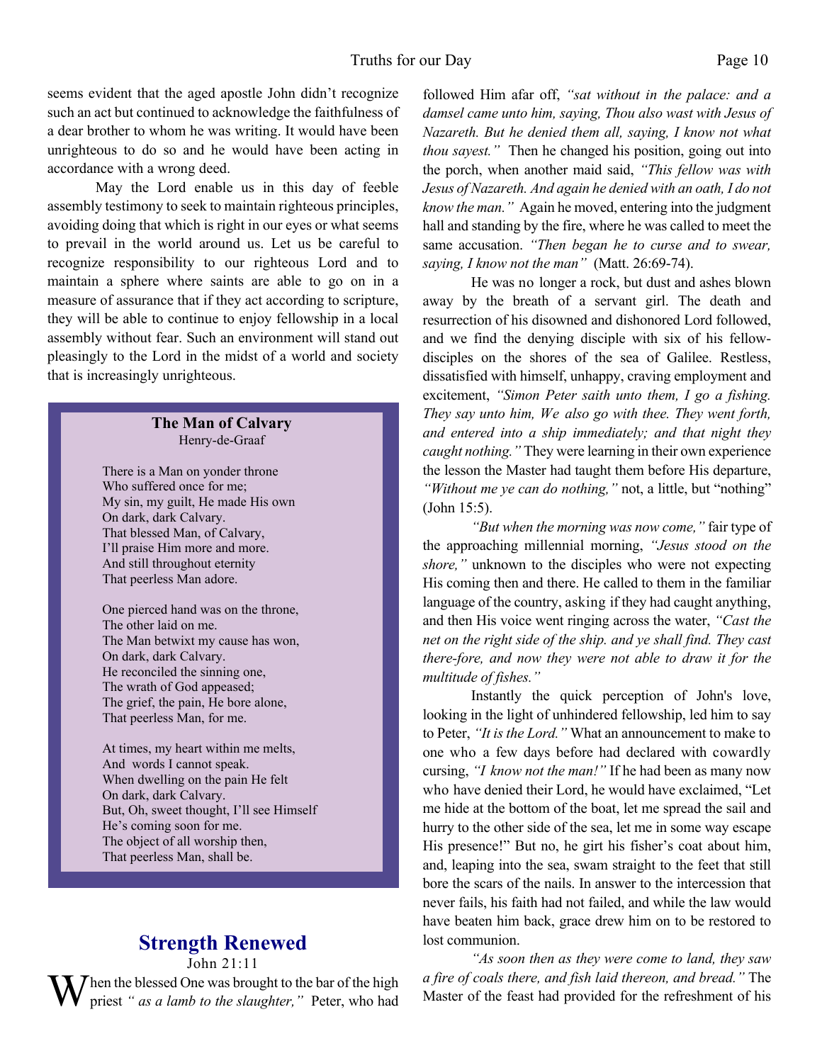seems evident that the aged apostle John didn't recognize such an act but continued to acknowledge the faithfulness of a dear brother to whom he was writing. It would have been unrighteous to do so and he would have been acting in accordance with a wrong deed.

May the Lord enable us in this day of feeble assembly testimony to seek to maintain righteous principles, avoiding doing that which is right in our eyes or what seems to prevail in the world around us. Let us be careful to recognize responsibility to our righteous Lord and to maintain a sphere where saints are able to go on in a measure of assurance that if they act according to scripture, they will be able to continue to enjoy fellowship in a local assembly without fear. Such an environment will stand out pleasingly to the Lord in the midst of a world and society that is increasingly unrighteous.

**The Man of Calvary**
Henry-de-Graaf

There is a Man on yonder throne
Who suffered once for me;
My sin, my guilt, He made His own
On dark, dark Calvary.
That blessed Man, of Calvary,
I'll praise Him more and more.
And still throughout eternity
That peerless Man adore.

One pierced hand was on the throne,
The other laid on me.
The Man betwixt my cause has won,
On dark, dark Calvary.
He reconciled the sinning one,
The wrath of God appeased;
The grief, the pain, He bore alone,
That peerless Man, for me.

At times, my heart within me melts,
And words I cannot speak.
When dwelling on the pain He felt
On dark, dark Calvary.
But, Oh, sweet thought, I'll see Himself
He's coming soon for me.
The object of all worship then,
That peerless Man, shall be.

## Strength Renewed

John 21:11

When the blessed One was brought to the bar of the high priest *" as a lamb to the slaughter,"* Peter, who had followed Him afar off, *"sat without in the palace: and a damsel came unto him, saying, Thou also wast with Jesus of Nazareth. But he denied them all, saying, I know not what thou sayest."* Then he changed his position, going out into the porch, when another maid said, *"This fellow was with Jesus of Nazareth. And again he denied with an oath, I do not know the man."* Again he moved, entering into the judgment hall and standing by the fire, where he was called to meet the same accusation. *"Then began he to curse and to swear, saying, I know not the man"* (Matt. 26:69-74).

He was no longer a rock, but dust and ashes blown away by the breath of a servant girl. The death and resurrection of his disowned and dishonored Lord followed, and we find the denying disciple with six of his fellow-disciples on the shores of the sea of Galilee. Restless, dissatisfied with himself, unhappy, craving employment and excitement, *"Simon Peter saith unto them, I go a fishing. They say unto him, We also go with thee. They went forth, and entered into a ship immediately; and that night they caught nothing."* They were learning in their own experience the lesson the Master had taught them before His departure, *"Without me ye can do nothing,"* not, a little, but "nothing" (John 15:5).

*"But when the morning was now come,"* fair type of the approaching millennial morning, *"Jesus stood on the shore,"* unknown to the disciples who were not expecting His coming then and there. He called to them in the familiar language of the country, asking if they had caught anything, and then His voice went ringing across the water, *"Cast the net on the right side of the ship. and ye shall find. They cast there-fore, and now they were not able to draw it for the multitude of fishes."*

Instantly the quick perception of John's love, looking in the light of unhindered fellowship, led him to say to Peter, *"It is the Lord."* What an announcement to make to one who a few days before had declared with cowardly cursing, *"I know not the man!"* If he had been as many now who have denied their Lord, he would have exclaimed, "Let me hide at the bottom of the boat, let me spread the sail and hurry to the other side of the sea, let me in some way escape His presence!" But no, he girt his fisher's coat about him, and, leaping into the sea, swam straight to the feet that still bore the scars of the nails. In answer to the intercession that never fails, his faith had not failed, and while the law would have beaten him back, grace drew him on to be restored to lost communion.

*"As soon then as they were come to land, they saw a fire of coals there, and fish laid thereon, and bread."* The Master of the feast had provided for the refreshment of his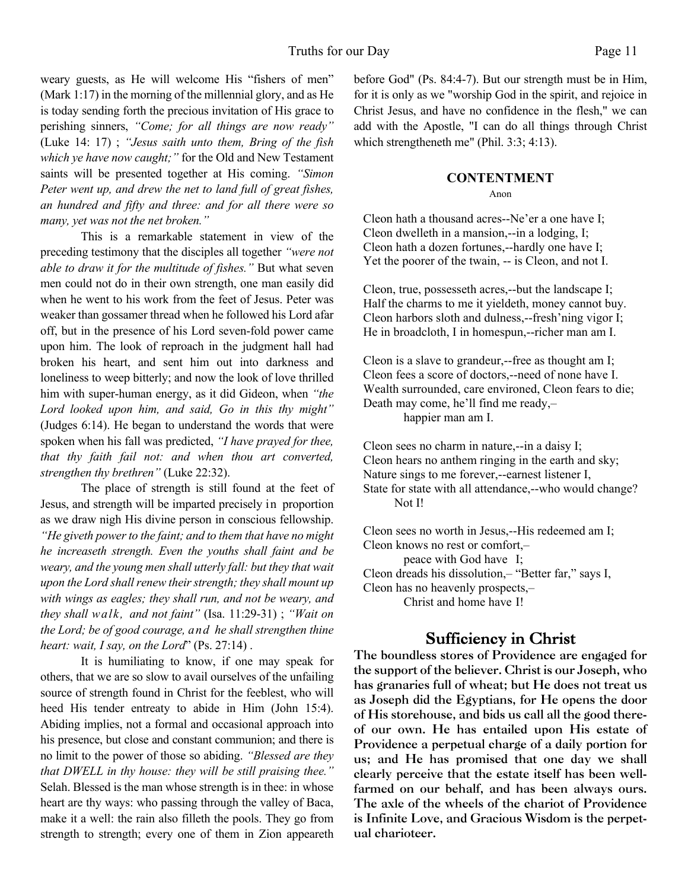weary guests, as He will welcome His "fishers of men" (Mark 1:17) in the morning of the millennial glory, and as He is today sending forth the precious invitation of His grace to perishing sinners, *"Come; for all things are now ready"* (Luke 14: 17) ; *"Jesus saith unto them, Bring of the fish which ye have now caught;"* for the Old and New Testament saints will be presented together at His coming. *"Simon Peter went up, and drew the net to land full of great fishes, an hundred and fifty and three: and for all there were so many, yet was not the net broken."*

This is a remarkable statement in view of the preceding testimony that the disciples all together *"were not able to draw it for the multitude of fishes."* But what seven men could not do in their own strength, one man easily did when he went to his work from the feet of Jesus. Peter was weaker than gossamer thread when he followed his Lord afar off, but in the presence of his Lord seven-fold power came upon him. The look of reproach in the judgment hall had broken his heart, and sent him out into darkness and loneliness to weep bitterly; and now the look of love thrilled him with super-human energy, as it did Gideon, when *"the Lord looked upon him, and said, Go in this thy might"* (Judges 6:14). He began to understand the words that were spoken when his fall was predicted, *"I have prayed for thee, that thy faith fail not: and when thou art converted, strengthen thy brethren"* (Luke 22:32).

The place of strength is still found at the feet of Jesus, and strength will be imparted precisely in proportion as we draw nigh His divine person in conscious fellowship. *"He giveth power to the faint; and to them that have no might he increaseth strength. Even the youths shall faint and be weary, and the young men shall utterly fall: but they that wait upon the Lord shall renew their strength; they shall mount up with wings as eagles; they shall run, and not be weary, and they shall walk, and not faint"* (Isa. 11:29-31) ; *"Wait on the Lord; be of good courage, and he shall strengthen thine heart: wait, I say, on the Lord*" (Ps. 27:14) .

It is humiliating to know, if one may speak for others, that we are so slow to avail ourselves of the unfailing source of strength found in Christ for the feeblest, who will heed His tender entreaty to abide in Him (John 15:4). Abiding implies, not a formal and occasional approach into his presence, but close and constant communion; and there is no limit to the power of those so abiding. *"Blessed are they that DWELL in thy house: they will be still praising thee."* Selah. Blessed is the man whose strength is in thee: in whose heart are thy ways: who passing through the valley of Baca, make it a well: the rain also filleth the pools. They go from strength to strength; every one of them in Zion appeareth before God" (Ps. 84:4-7). But our strength must be in Him, for it is only as we "worship God in the spirit, and rejoice in Christ Jesus, and have no confidence in the flesh," we can add with the Apostle, "I can do all things through Christ which strengtheneth me" (Phil. 3:3; 4:13).

### CONTENTMENT

Anon

Cleon hath a thousand acres--Ne'er a one have I;
Cleon dwelleth in a mansion,--in a lodging, I;
Cleon hath a dozen fortunes,--hardly one have I;
Yet the poorer of the twain, -- is Cleon, and not I.

Cleon, true, possesseth acres,--but the landscape I;
Half the charms to me it yieldeth, money cannot buy.
Cleon harbors sloth and dulness,--fresh'ning vigor I;
He in broadcloth, I in homespun,--richer man am I.

Cleon is a slave to grandeur,--free as thought am I;
Cleon fees a score of doctors,--need of none have I.
Wealth surrounded, care environed, Cleon fears to die;
Death may come, he'll find me ready,–
happier man am I.

Cleon sees no charm in nature,--in a daisy I;
Cleon hears no anthem ringing in the earth and sky;
Nature sings to me forever,--earnest listener I,
State for state with all attendance,--who would change?
Not I!

Cleon sees no worth in Jesus,--His redeemed am I;
Cleon knows no rest or comfort,–
peace with God have I;
Cleon dreads his dissolution,– "Better far," says I,
Cleon has no heavenly prospects,–
Christ and home have I!

## Sufficiency in Christ

**The boundless stores of Providence are engaged for the support of the believer. Christ is our Joseph, who has granaries full of wheat; but He does not treat us as Joseph did the Egyptians, for He opens the door of His storehouse, and bids us call all the good thereof our own. He has entailed upon His estate of Providence a perpetual charge of a daily portion for us; and He has promised that one day we shall clearly perceive that the estate itself has been well-farmed on our behalf, and has been always ours. The axle of the wheels of the chariot of Providence is Infinite Love, and Gracious Wisdom is the perpetual charioteer.**